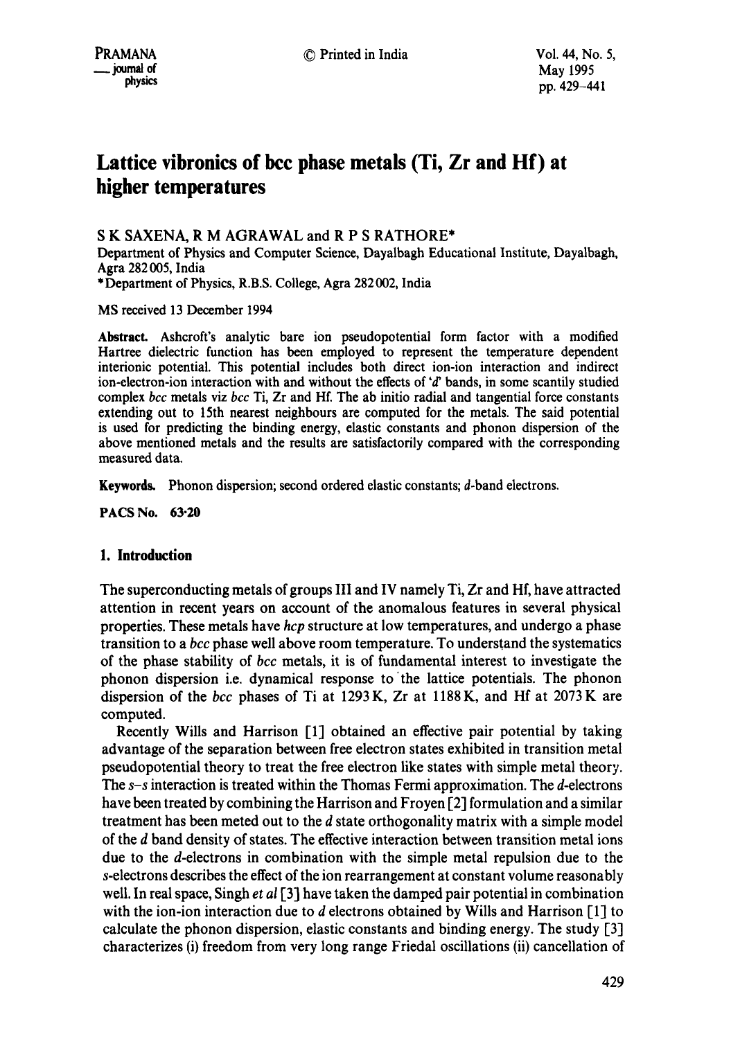# Lattice vibronics of bcc phase metals (Ti, Zr and Hf) at higher temperatures

S K SAXENA, R M AGRAWAL and R P S RATHORE*

Department of Physics and Computer Science, Dayalbagh Educational Institute, Dayalbagh, Agra 282 005, India

*Department of Physics, R.B.S. College, Agra 282 002, India

MS received 13 December 1994

**Abstract.** Ashcroft's analytic bare ion pseudopotential form factor with a modified Hartree dielectric function has been employed to represent the temperature dependent interionic potential. This potential includes both direct ion-ion interaction and indirect ion-electron-ion interaction with and without the effects of '*d*' bands, in some scantily studied complex *bcc* metals viz *bcc* Ti, Zr and Hf. The ab initio radial and tangential force constants extending out to 15th nearest neighbours are computed for the metals. The said potential is used for predicting the binding energy, elastic constants and phonon dispersion of the above mentioned metals and the results are satisfactorily compared with the corresponding measured data.

**Keywords.** Phonon dispersion; second ordered elastic constants; *d*-band electrons.

**PACS No. 63·20**

## 1. Introduction

The superconducting metals of groups III and IV namely Ti, Zr and Hf, have attracted attention in recent years on account of the anomalous features in several physical properties. These metals have *hcp* structure at low temperatures, and undergo a phase transition to a *bcc* phase well above room temperature. To understand the systematics of the phase stability of *bcc* metals, it is of fundamental interest to investigate the phonon dispersion i.e. dynamical response to the lattice potentials. The phonon dispersion of the *bcc* phases of Ti at 1293 K, Zr at 1188 K, and Hf at 2073 K are computed.

Recently Wills and Harrison [1] obtained an effective pair potential by taking advantage of the separation between free electron states exhibited in transition metal pseudopotential theory to treat the free electron like states with simple metal theory. The *s*–*s* interaction is treated within the Thomas Fermi approximation. The *d*-electrons have been treated by combining the Harrison and Froyen [2] formulation and a similar treatment has been meted out to the *d* state orthogonality matrix with a simple model of the *d* band density of states. The effective interaction between transition metal ions due to the *d*-electrons in combination with the simple metal repulsion due to the *s*-electrons describes the effect of the ion rearrangement at constant volume reasonably well. In real space, Singh *et al* [3] have taken the damped pair potential in combination with the ion-ion interaction due to *d* electrons obtained by Wills and Harrison [1] to calculate the phonon dispersion, elastic constants and binding energy. The study [3] characterizes (i) freedom from very long range Friedal oscillations (ii) cancellation of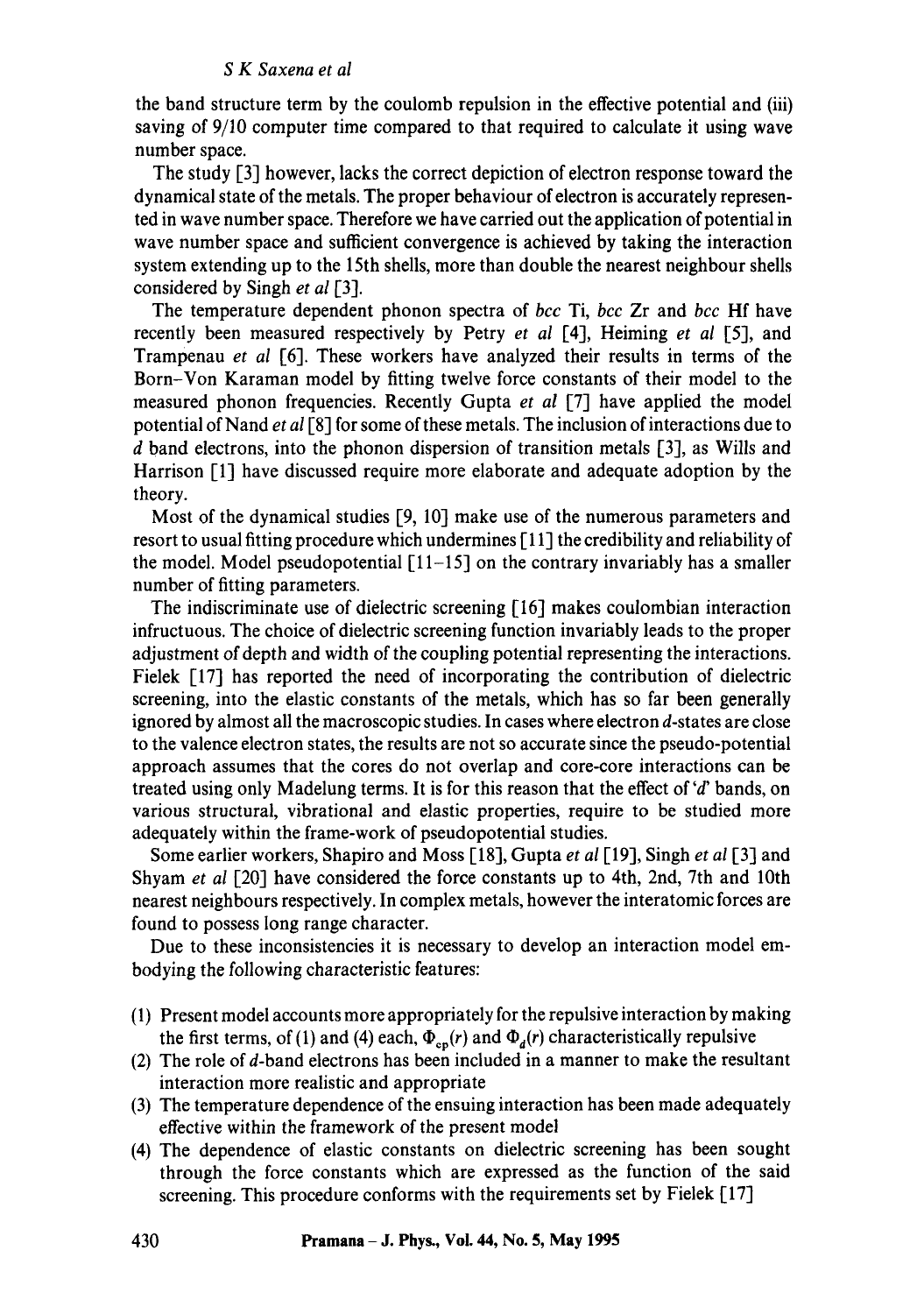the band structure term by the coulomb repulsion in the effective potential and (iii) saving of 9/10 computer time compared to that required to calculate it using wave number space.

The study [3] however, lacks the correct depiction of electron response toward the dynamical state of the metals. The proper behaviour of electron is accurately represented in wave number space. Therefore we have carried out the application of potential in wave number space and sufficient convergence is achieved by taking the interaction system extending up to the 15th shells, more than double the nearest neighbour shells considered by Singh *et al* [3].

The temperature dependent phonon spectra of *bcc* Ti, *bcc* Zr and *bcc* Hf have recently been measured respectively by Petry *et al* [4], Heiming *et al* [5], and Trampenau *et al* [6]. These workers have analyzed their results in terms of the Born–Von Karaman model by fitting twelve force constants of their model to the measured phonon frequencies. Recently Gupta *et al* [7] have applied the model potential of Nand *et al* [8] for some of these metals. The inclusion of interactions due to $d$ band electrons, into the phonon dispersion of transition metals [3], as Wills and Harrison [1] have discussed require more elaborate and adequate adoption by the theory.

Most of the dynamical studies [9, 10] make use of the numerous parameters and resort to usual fitting procedure which undermines [11] the credibility and reliability of the model. Model pseudopotential [11–15] on the contrary invariably has a smaller number of fitting parameters.

The indiscriminate use of dielectric screening [16] makes coulombian interaction infructuous. The choice of dielectric screening function invariably leads to the proper adjustment of depth and width of the coupling potential representing the interactions. Fielek [17] has reported the need of incorporating the contribution of dielectric screening, into the elastic constants of the metals, which has so far been generally ignored by almost all the macroscopic studies. In cases where electron $d$-states are close to the valence electron states, the results are not so accurate since the pseudo-potential approach assumes that the cores do not overlap and core-core interactions can be treated using only Madelung terms. It is for this reason that the effect of '$d$' bands, on various structural, vibrational and elastic properties, require to be studied more adequately within the frame-work of pseudopotential studies.

Some earlier workers, Shapiro and Moss [18], Gupta *et al* [19], Singh *et al* [3] and Shyam *et al* [20] have considered the force constants up to 4th, 2nd, 7th and 10th nearest neighbours respectively. In complex metals, however the interatomic forces are found to possess long range character.

Due to these inconsistencies it is necessary to develop an interaction model embodying the following characteristic features:

(1) Present model accounts more appropriately for the repulsive interaction by making the first terms, of (1) and (4) each, $\Phi_{cp}(r)$ and $\Phi_d(r)$ characteristically repulsive
(2) The role of $d$-band electrons has been included in a manner to make the resultant interaction more realistic and appropriate
(3) The temperature dependence of the ensuing interaction has been made adequately effective within the framework of the present model
(4) The dependence of elastic constants on dielectric screening has been sought through the force constants which are expressed as the function of the said screening. This procedure conforms with the requirements set by Fielek [17]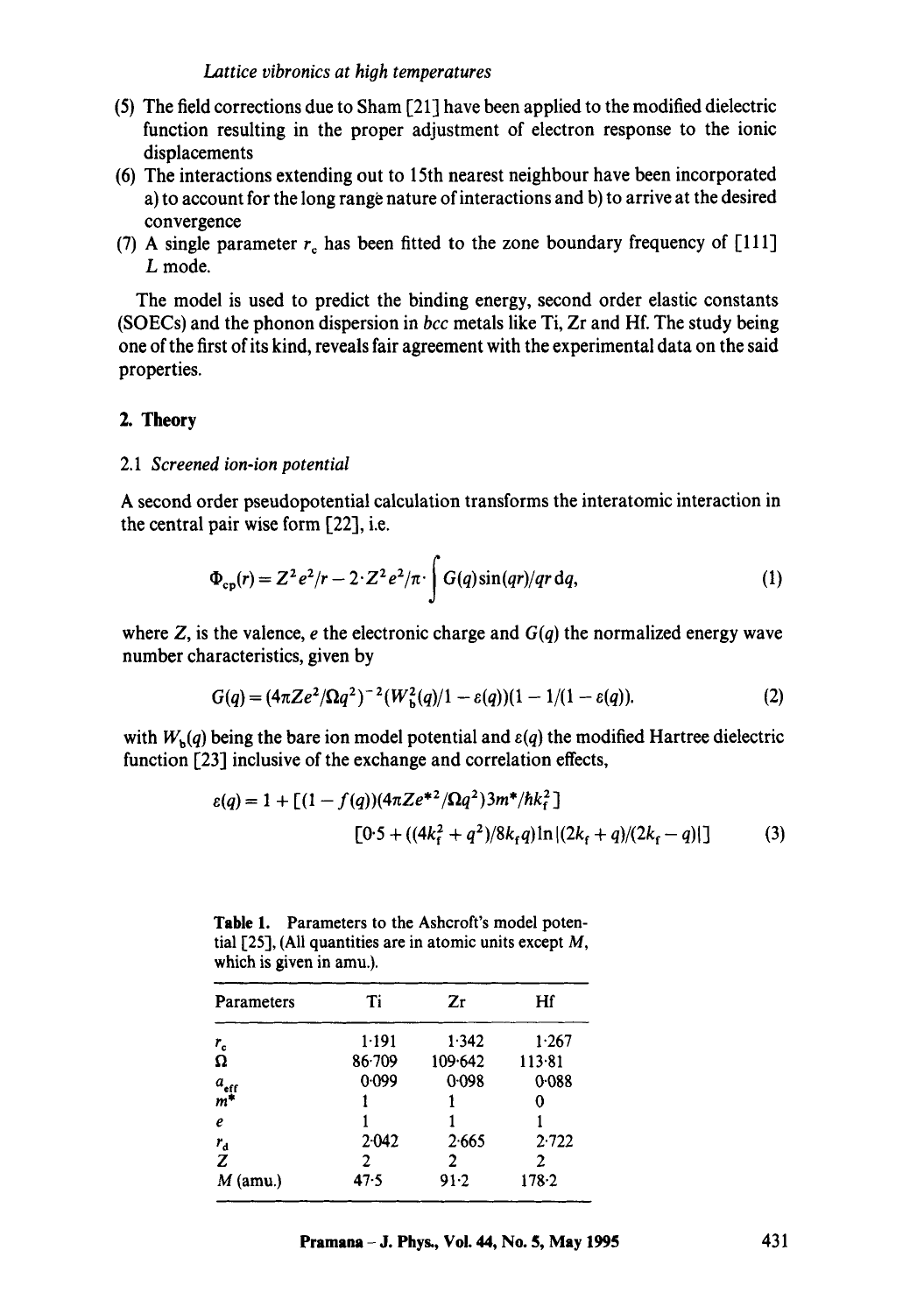(5) The field corrections due to Sham [21] have been applied to the modified dielectric function resulting in the proper adjustment of electron response to the ionic displacements
(6) The interactions extending out to 15th nearest neighbour have been incorporated a) to account for the long range nature of interactions and b) to arrive at the desired convergence
(7) A single parameter $r_c$ has been fitted to the zone boundary frequency of [111] $L$ mode.

The model is used to predict the binding energy, second order elastic constants (SOECs) and the phonon dispersion in *bcc* metals like Ti, Zr and Hf. The study being one of the first of its kind, reveals fair agreement with the experimental data on the said properties.

## 2. Theory

### 2.1 *Screened ion-ion potential*

A second order pseudopotential calculation transforms the interatomic interaction in the central pair wise form [22], i.e.

$$\Phi_{cp}(r) = Z^2 e^2/r - 2 \cdot Z^2 e^2/\pi \cdot \int G(q) \sin(qr)/qr \, dq, \tag{1}$$

where $Z$, is the valence, $e$ the electronic charge and $G(q)$ the normalized energy wave number characteristics, given by

$$G(q) = (4\pi Z e^2/\Omega q^2)^{-2} (W_b^2(q)/1 - \varepsilon(q))(1 - 1/(1 - \varepsilon(q)). \tag{2}$$

with $W_b(q)$ being the bare ion model potential and $\varepsilon(q)$ the modified Hartree dielectric function [23] inclusive of the exchange and correlation effects,

$$\varepsilon(q) = 1 + [(1 - f(q))(4\pi Z e^{*2}/\Omega q^2) 3m^*/\hbar k_f^2] \\ [0{\cdot}5 + ((4k_f^2 + q^2)/8k_f q) \ln|(2k_f + q)/(2k_f - q)|] \tag{3}$$

**Table 1.** Parameters to the Ashcroft's model potential [25], (All quantities are in atomic units except $M$, which is given in amu.).

| Parameters | Ti | Zr | Hf |
|---|---|---|---|
| $r_c$ | 1·191 | 1·342 | 1·267 |
| $\Omega$ | 86·709 | 109·642 | 113·81 |
| $a_{eff}$ | 0·099 | 0·098 | 0·088 |
| $m^*$ | 1 | 1 | 0 |
| $e$ | 1 | 1 | 1 |
| $r_d$ | 2·042 | 2·665 | 2·722 |
| $Z$ | 2 | 2 | 2 |
| $M$ (amu.) | 47·5 | 91·2 | 178·2 |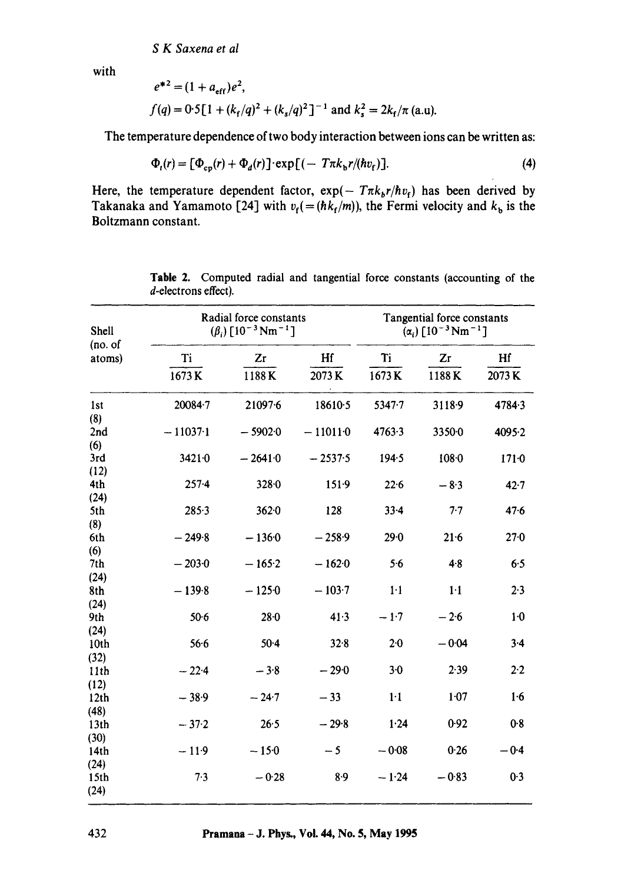with

$$e^{*2} = (1 + a_{\text{eff}})e^2,$$

$$f(q) = 0{\cdot}5[1 + (k_f/q)^2 + (k_s/q)^2]^{-1} \text{ and } k_s^2 = 2k_f/\pi \text{ (a.u).}$$

The temperature dependence of two body interaction between ions can be written as:

$$\Phi_t(r) = [\Phi_{cp}(r) + \Phi_d(r)]\cdot\exp[(-\ T\pi k_b r/(\hbar v_f)]. \tag{4}$$

Here, the temperature dependent factor, $\exp(-\ T\pi k_b r/\hbar v_f)$ has been derived by Takanaka and Yamamoto [24] with $v_f(=(\hbar k_f/m))$, the Fermi velocity and $k_b$ is the Boltzmann constant.

**Table 2.** Computed radial and tangential force constants (accounting of the *d*-electrons effect).

| Shell (no. of atoms) | Radial force constants ($\beta_i$) [$10^{-3}$ Nm$^{-1}$] | | | Tangential force constants ($\alpha_i$) [$10^{-3}$ Nm$^{-1}$] | | |
|---|---|---|---|---|---|---|
| | Ti | Zr | Hf | Ti | Zr | Hf |
| | 1673 K | 1188 K | 2073 K | 1673 K | 1188 K | 2073 K |
| 1st (8) | 20084·7 | 21097·6 | 18610·5 | 5347·7 | 3118·9 | 4784·3 |
| 2nd (6) | − 11037·1 | − 5902·0 | − 11011·0 | 4763·3 | 3350·0 | 4095·2 |
| 3rd (12) | 3421·0 | − 2641·0 | − 2537·5 | 194·5 | 108·0 | 171·0 |
| 4th (24) | 257·4 | 328·0 | 151·9 | 22·6 | − 8·3 | 42·7 |
| 5th (8) | 285·3 | 362·0 | 128 | 33·4 | 7·7 | 47·6 |
| 6th (6) | − 249·8 | − 136·0 | − 258·9 | 29·0 | 21·6 | 27·0 |
| 7th (24) | − 203·0 | − 165·2 | − 162·0 | 5·6 | 4·8 | 6·5 |
| 8th (24) | − 139·8 | − 125·0 | − 103·7 | 1·1 | 1·1 | 2·3 |
| 9th (24) | 50·6 | 28·0 | 41·3 | − 1·7 | − 2·6 | 1·0 |
| 10th (32) | 56·6 | 50·4 | 32·8 | 2·0 | − 0·04 | 3·4 |
| 11th (12) | − 22·4 | − 3·8 | − 29·0 | 3·0 | 2·39 | 2·2 |
| 12th (48) | − 38·9 | − 24·7 | − 33 | 1·1 | 1·07 | 1·6 |
| 13th (30) | − 37·2 | 26·5 | − 29·8 | 1·24 | 0·92 | 0·8 |
| 14th (24) | − 11·9 | − 15·0 | − 5 | − 0·08 | 0·26 | − 0·4 |
| 15th (24) | 7·3 | − 0·28 | 8·9 | − 1·24 | − 0·83 | 0·3 |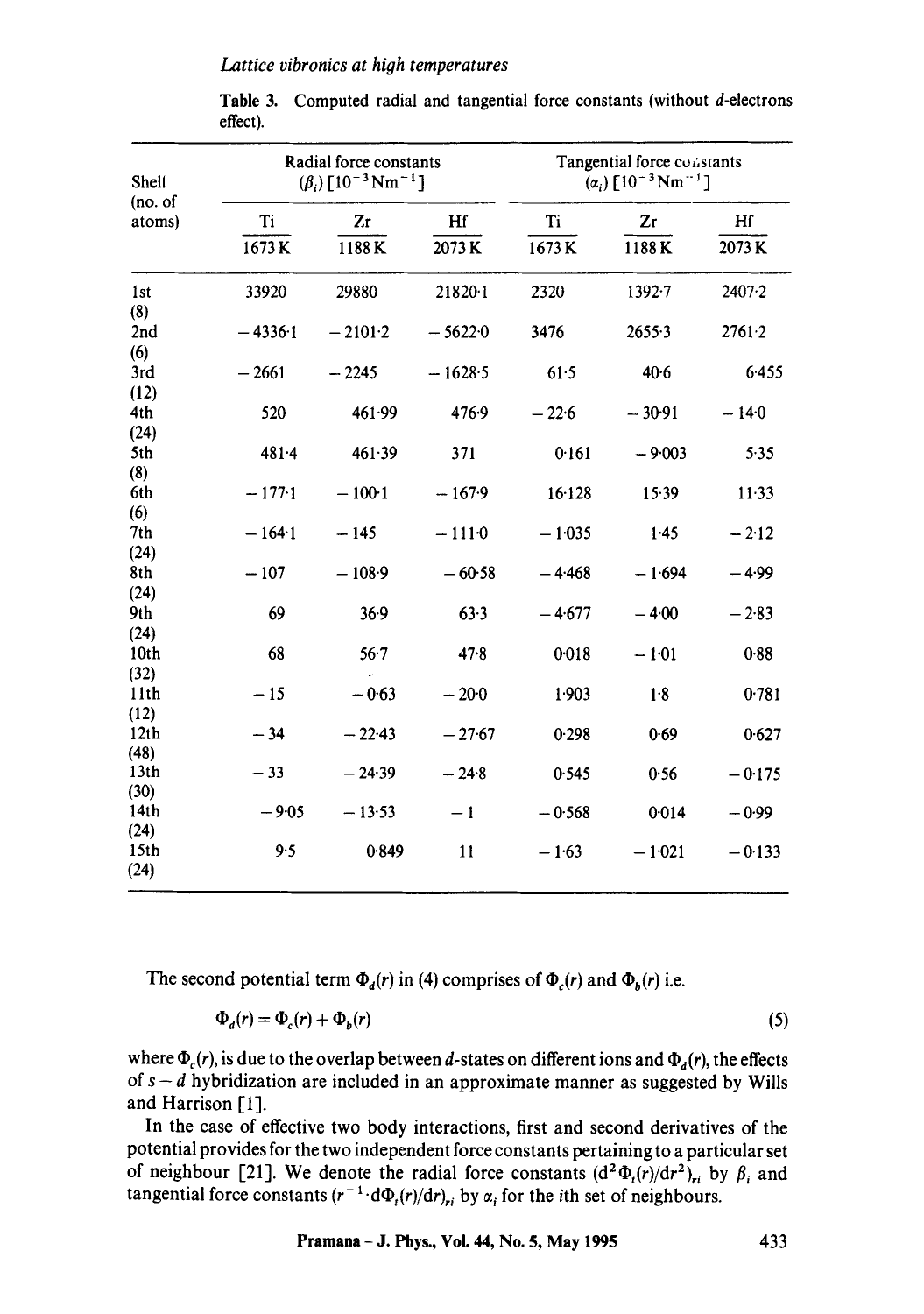Table 3. Computed radial and tangential force constants (without $d$-electrons effect).

| Shell (no. of atoms) | Radial force constants $(\beta_i)$ $[10^{-3}\,\mathrm{Nm}^{-1}]$ | | | Tangential force constants $(\alpha_i)$ $[10^{-3}\,\mathrm{Nm}^{-1}]$ | | |
|---|---|---|---|---|---|---|
| | Ti | Zr | Hf | Ti | Zr | Hf |
| | 1673 K | 1188 K | 2073 K | 1673 K | 1188 K | 2073 K |
| 1st (8) | 33920 | 29880 | 21820·1 | 2320 | 1392·7 | 2407·2 |
| 2nd (6) | −4336·1 | −2101·2 | −5622·0 | 3476 | 2655·3 | 2761·2 |
| 3rd (12) | −2661 | −2245 | −1628·5 | 61·5 | 40·6 | 6·455 |
| 4th (24) | 520 | 461·99 | 476·9 | −22·6 | −30·91 | −14·0 |
| 5th (8) | 481·4 | 461·39 | 371 | 0·161 | −9·003 | 5·35 |
| 6th (6) | −177·1 | −100·1 | −167·9 | 16·128 | 15·39 | 11·33 |
| 7th (24) | −164·1 | −145 | −111·0 | −1·035 | 1·45 | −2·12 |
| 8th (24) | −107 | −108·9 | −60·58 | −4·468 | −1·694 | −4·99 |
| 9th (24) | 69 | 36·9 | 63·3 | −4·677 | −4·00 | −2·83 |
| 10th (32) | 68 | 56·7 | 47·8 | 0·018 | −1·01 | 0·88 |
| 11th (12) | −15 | −0·63 | −20·0 | 1·903 | 1·8 | 0·781 |
| 12th (48) | −34 | −22·43 | −27·67 | 0·298 | 0·69 | 0·627 |
| 13th (30) | −33 | −24·39 | −24·8 | 0·545 | 0·56 | −0·175 |
| 14th (24) | −9·05 | −13·53 | −1 | −0·568 | 0·014 | −0·99 |
| 15th (24) | 9·5 | 0·849 | 11 | −1·63 | −1·021 | −0·133 |

The second potential term $\Phi_d(r)$ in (4) comprises of $\Phi_c(r)$ and $\Phi_b(r)$ i.e.

$$\Phi_d(r) = \Phi_c(r) + \Phi_b(r) \tag{5}$$

where $\Phi_c(r)$, is due to the overlap between $d$-states on different ions and $\Phi_d(r)$, the effects of $s-d$ hybridization are included in an approximate manner as suggested by Wills and Harrison [1].

In the case of effective two body interactions, first and second derivatives of the potential provides for the two independent force constants pertaining to a particular set of neighbour [21]. We denote the radial force constants $(\mathrm{d}^2\Phi_t(r)/\mathrm{d}r^2)_{r_i}$ by $\beta_i$ and tangential force constants $(r^{-1}\cdot \mathrm{d}\Phi_t(r)/\mathrm{d}r)_{r_i}$ by $\alpha_i$ for the $i$th set of neighbours.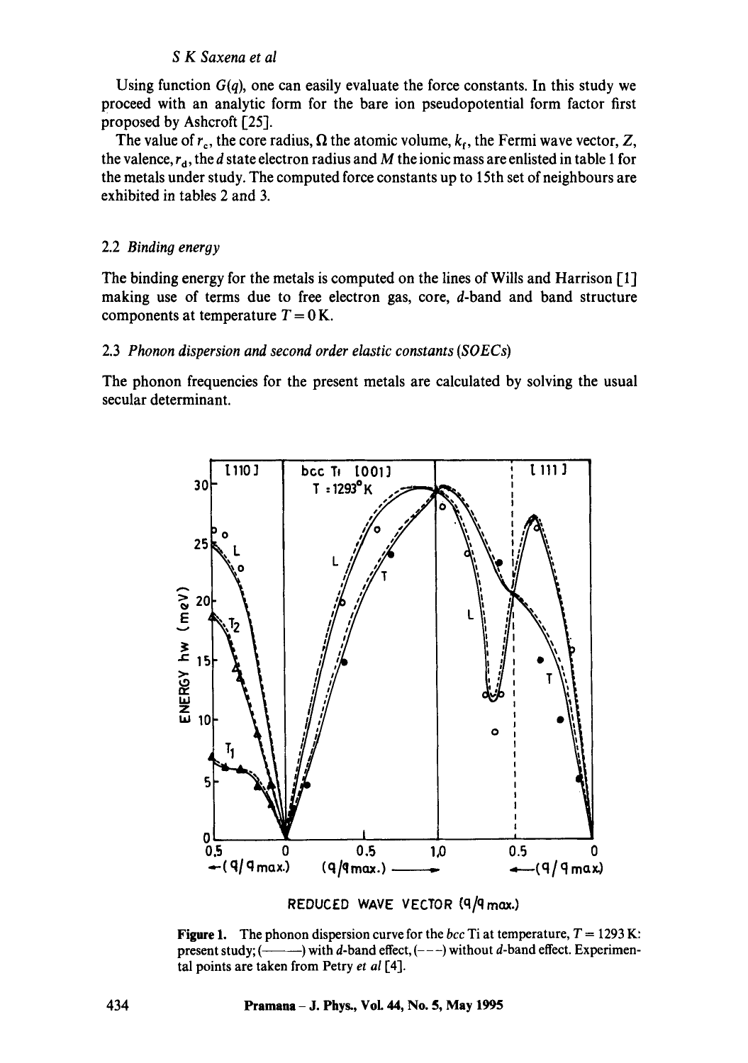Using function $G(q)$, one can easily evaluate the force constants. In this study we proceed with an analytic form for the bare ion pseudopotential form factor first proposed by Ashcroft [25].

The value of $r_c$, the core radius, $\Omega$ the atomic volume, $k_f$, the Fermi wave vector, $Z$, the valence, $r_d$, the $d$ state electron radius and $M$ the ionic mass are enlisted in table 1 for the metals under study. The computed force constants up to 15th set of neighbours are exhibited in tables 2 and 3.

### 2.2 *Binding energy*

The binding energy for the metals is computed on the lines of Wills and Harrison [1] making use of terms due to free electron gas, core, $d$-band and band structure components at temperature $T = 0\,\text{K}$.

### 2.3 *Phonon dispersion and second order elastic constants (SOECs)*

The phonon frequencies for the present metals are calculated by solving the usual secular determinant.

**Figure 1.** The phonon dispersion curve for the *bcc* Ti at temperature, $T = 1293\,\text{K}$: present study; (———) with $d$-band effect, (– – –) without $d$-band effect. Experimental points are taken from Petry *et al* [4].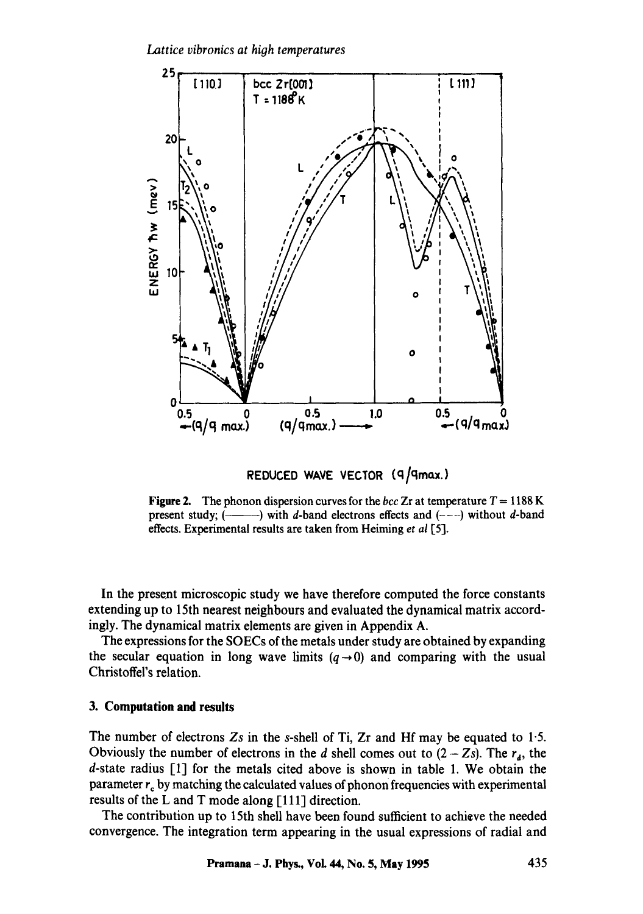Figure 2. The phonon dispersion curves for the *bcc* Zr at temperature $T = 1188$ K present study; (——) with $d$-band electrons effects and (---) without $d$-band effects. Experimental results are taken from Heiming *et al* [5].

In the present microscopic study we have therefore computed the force constants extending up to 15th nearest neighbours and evaluated the dynamical matrix accordingly. The dynamical matrix elements are given in Appendix A.

The expressions for the SOECs of the metals under study are obtained by expanding the secular equation in long wave limits ($q \to 0$) and comparing with the usual Christoffel's relation.

## 3. Computation and results

The number of electrons $Zs$ in the $s$-shell of Ti, Zr and Hf may be equated to 1·5. Obviously the number of electrons in the $d$ shell comes out to $(2 - Zs)$. The $r_d$, the $d$-state radius [1] for the metals cited above is shown in table 1. We obtain the parameter $r_c$ by matching the calculated values of phonon frequencies with experimental results of the L and T mode along [111] direction.

The contribution up to 15th shell have been found sufficient to achieve the needed convergence. The integration term appearing in the usual expressions of radial and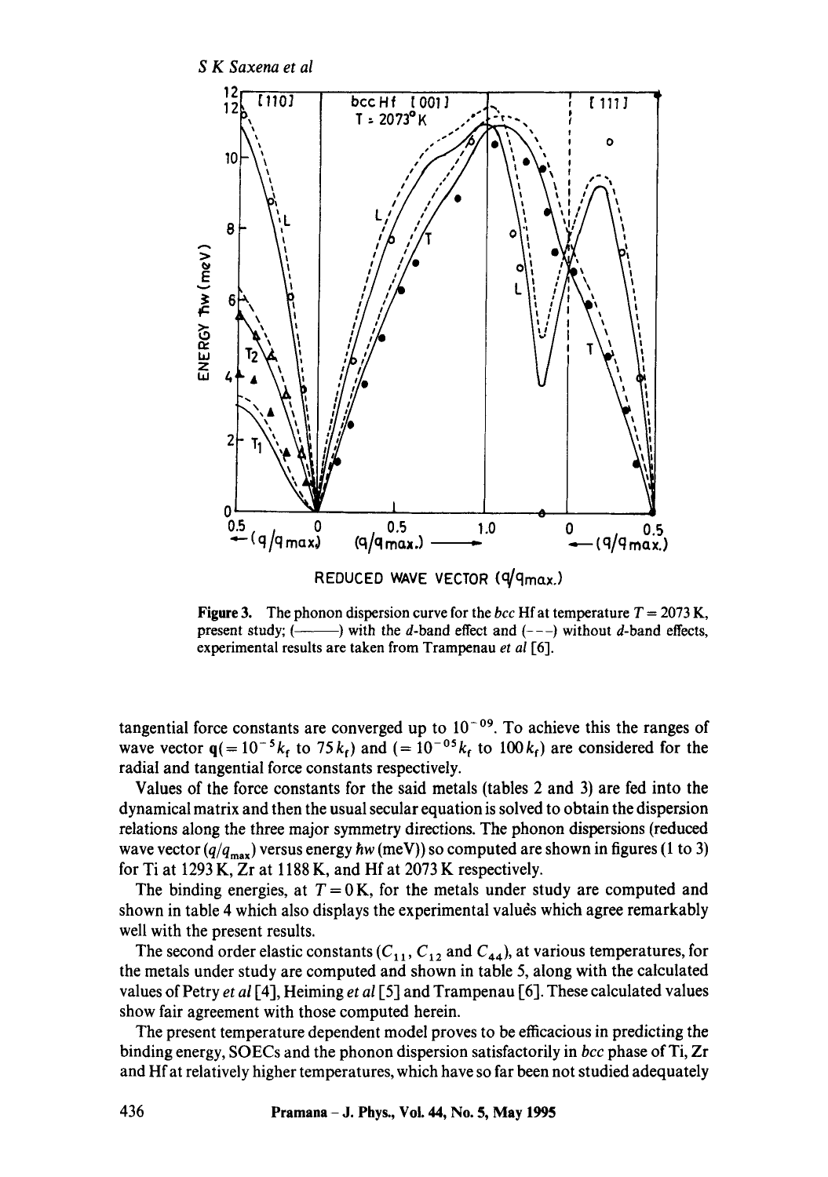**Figure 3.** The phonon dispersion curve for the *bcc* Hf at temperature $T = 2073$ K, present study; (———) with the *d*-band effect and (- - -) without *d*-band effects, experimental results are taken from Trampenau *et al* [6].

tangential force constants are converged up to $10^{-09}$. To achieve this the ranges of wave vector $\mathbf{q}(=10^{-5}k_f$ to $75k_f)$ and $(=10^{-05}k_f$ to $100k_f)$ are considered for the radial and tangential force constants respectively.

Values of the force constants for the said metals (tables 2 and 3) are fed into the dynamical matrix and then the usual secular equation is solved to obtain the dispersion relations along the three major symmetry directions. The phonon dispersions (reduced wave vector $(q/q_{max})$ versus energy $\hbar w$ (meV)) so computed are shown in figures (1 to 3) for Ti at 1293 K, Zr at 1188 K, and Hf at 2073 K respectively.

The binding energies, at $T = 0$ K, for the metals under study are computed and shown in table 4 which also displays the experimental values which agree remarkably well with the present results.

The second order elastic constants ($C_{11}$, $C_{12}$ and $C_{44}$), at various temperatures, for the metals under study are computed and shown in table 5, along with the calculated values of Petry *et al* [4], Heiming *et al* [5] and Trampenau [6]. These calculated values show fair agreement with those computed herein.

The present temperature dependent model proves to be efficacious in predicting the binding energy, SOECs and the phonon dispersion satisfactorily in *bcc* phase of Ti, Zr and Hf at relatively higher temperatures, which have so far been not studied adequately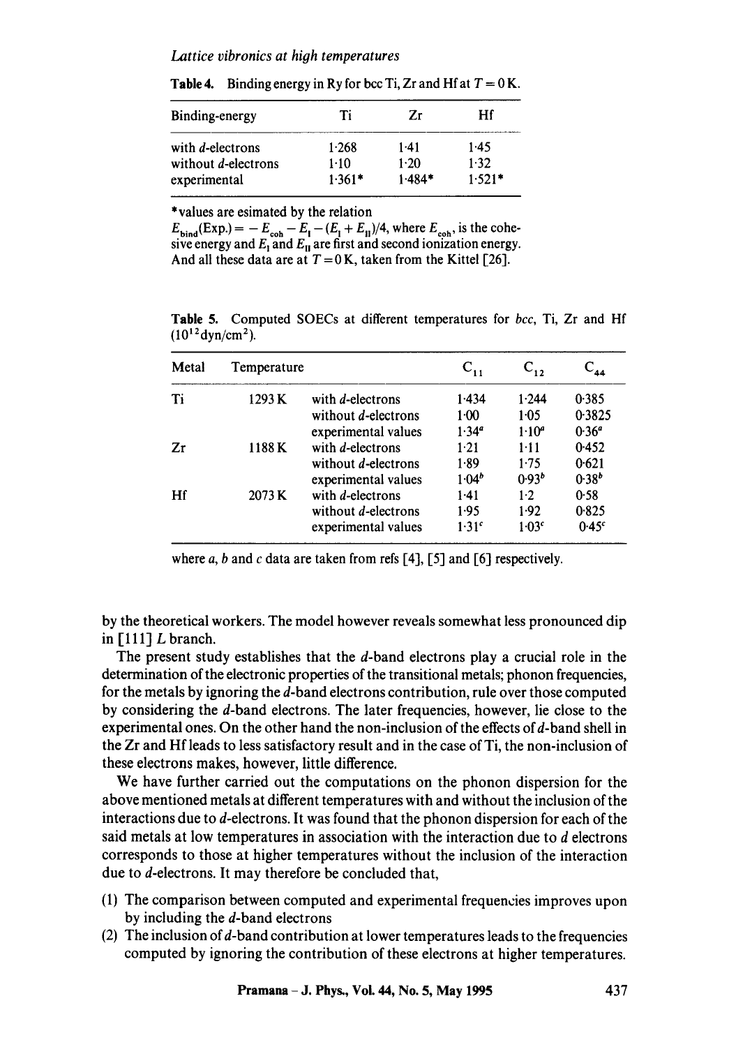**Table 4.** Binding energy in Ry for bcc Ti, Zr and Hf at $T = 0$ K.

| Binding-energy | Ti | Zr | Hf |
|---|---|---|---|
| with *d*-electrons | 1·268 | 1·41 | 1·45 |
| without *d*-electrons | 1·10 | 1·20 | 1·32 |
| experimental | 1·361* | 1·484* | 1·521* |

*values are esimated by the relation
$E_{bind}(\text{Exp.}) = -E_{coh} - E_I - (E_I + E_{II})/4$, where $E_{coh}$, is the cohesive energy and $E_I$ and $E_{II}$ are first and second ionization energy. And all these data are at $T = 0$ K, taken from the Kittel [26].

**Table 5.** Computed SOECs at different temperatures for *bcc*, Ti, Zr and Hf ($10^{12}$ dyn/cm$^2$).

| Metal | Temperature | | $C_{11}$ | $C_{12}$ | $C_{44}$ |
|---|---|---|---|---|---|
| Ti | 1293 K | with *d*-electrons | 1·434 | 1·244 | 0·385 |
| | | without *d*-electrons | 1·00 | 1·05 | 0·3825 |
| | | experimental values | 1·34[a] | 1·10[a] | 0·36[a] |
| Zr | 1188 K | with *d*-electrons | 1·21 | 1·11 | 0·452 |
| | | without *d*-electrons | 1·89 | 1·75 | 0·621 |
| | | experimental values | 1·04[b] | 0·93[b] | 0·38[b] |
| Hf | 2073 K | with *d*-electrons | 1·41 | 1·2 | 0·58 |
| | | without *d*-electrons | 1·95 | 1·92 | 0·825 |
| | | experimental values | 1·31[c] | 1·03[c] | 0·45[c] |

where *a*, *b* and *c* data are taken from refs [4], [5] and [6] respectively.

by the theoretical workers. The model however reveals somewhat less pronounced dip in [111] *L* branch.

The present study establishes that the *d*-band electrons play a crucial role in the determination of the electronic properties of the transitional metals; phonon frequencies, for the metals by ignoring the *d*-band electrons contribution, rule over those computed by considering the *d*-band electrons. The later frequencies, however, lie close to the experimental ones. On the other hand the non-inclusion of the effects of *d*-band shell in the Zr and Hf leads to less satisfactory result and in the case of Ti, the non-inclusion of these electrons makes, however, little difference.

We have further carried out the computations on the phonon dispersion for the above mentioned metals at different temperatures with and without the inclusion of the interactions due to *d*-electrons. It was found that the phonon dispersion for each of the said metals at low temperatures in association with the interaction due to *d* electrons corresponds to those at higher temperatures without the inclusion of the interaction due to *d*-electrons. It may therefore be concluded that,

(1) The comparison between computed and experimental frequencies improves upon by including the *d*-band electrons
(2) The inclusion of *d*-band contribution at lower temperatures leads to the frequencies computed by ignoring the contribution of these electrons at higher temperatures.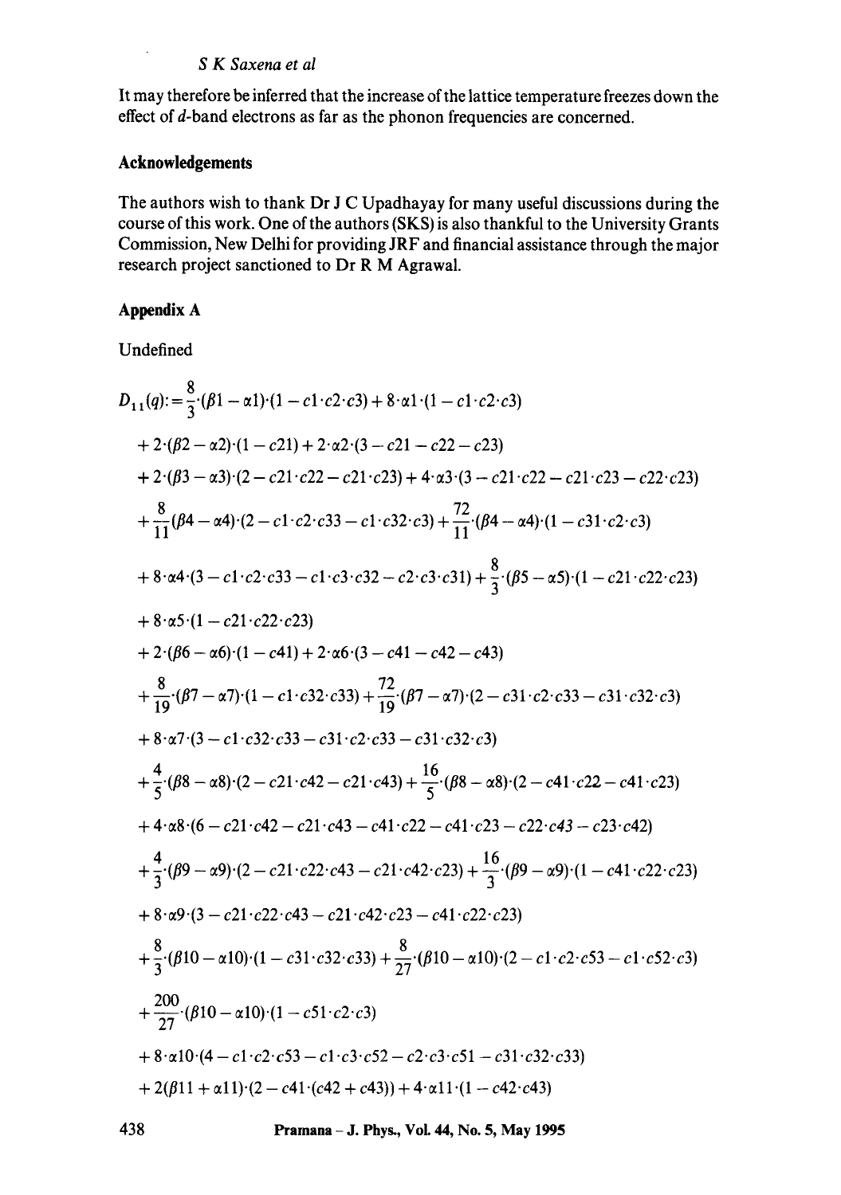It may therefore be inferred that the increase of the lattice temperature freezes down the effect of $d$-band electrons as far as the phonon frequencies are concerned.

## Acknowledgements

The authors wish to thank Dr J C Upadhayay for many useful discussions during the course of this work. One of the authors (SKS) is also thankful to the University Grants Commission, New Delhi for providing JRF and financial assistance through the major research project sanctioned to Dr R M Agrawal.

## Appendix A

Undefined

$$
\begin{aligned}
D_{11}(q) :=\; & \frac{8}{3}\cdot(\beta 1-\alpha 1)\cdot(1-c1\cdot c2\cdot c3)+8\cdot\alpha 1\cdot(1-c1\cdot c2\cdot c3) \\
& +2\cdot(\beta 2-\alpha 2)\cdot(1-c21)+2\cdot\alpha 2\cdot(3-c21-c22-c23) \\
& +2\cdot(\beta 3-\alpha 3)\cdot(2-c21\cdot c22-c21\cdot c23)+4\cdot\alpha 3\cdot(3-c21\cdot c22-c21\cdot c23-c22\cdot c23) \\
& +\frac{8}{11}\cdot(\beta 4-\alpha 4)\cdot(2-c1\cdot c2\cdot c33-c1\cdot c32\cdot c3)+\frac{72}{11}\cdot(\beta 4-\alpha 4)\cdot(1-c31\cdot c2\cdot c3) \\
& +8\cdot\alpha 4\cdot(3-c1\cdot c2\cdot c33-c1\cdot c3\cdot c32-c2\cdot c3\cdot c31)+\frac{8}{3}\cdot(\beta 5-\alpha 5)\cdot(1-c21\cdot c22\cdot c23) \\
& +8\cdot\alpha 5\cdot(1-c21\cdot c22\cdot c23) \\
& +2\cdot(\beta 6-\alpha 6)\cdot(1-c41)+2\cdot\alpha 6\cdot(3-c41-c42-c43) \\
& +\frac{8}{19}\cdot(\beta 7-\alpha 7)\cdot(1-c1\cdot c32\cdot c33)+\frac{72}{19}\cdot(\beta 7-\alpha 7)\cdot(2-c31\cdot c2\cdot c33-c31\cdot c32\cdot c3) \\
& +8\cdot\alpha 7\cdot(3-c1\cdot c32\cdot c33-c31\cdot c2\cdot c33-c31\cdot c32\cdot c3) \\
& +\frac{4}{5}\cdot(\beta 8-\alpha 8)\cdot(2-c21\cdot c42-c21\cdot c43)+\frac{16}{5}\cdot(\beta 8-\alpha 8)\cdot(2-c41\cdot c22-c41\cdot c23) \\
& +4\cdot\alpha 8\cdot(6-c21\cdot c42-c21\cdot c43-c41\cdot c22-c41\cdot c23-c22\cdot c43-c23\cdot c42) \\
& +\frac{4}{3}\cdot(\beta 9-\alpha 9)\cdot(2-c21\cdot c22\cdot c43-c21\cdot c42\cdot c23)+\frac{16}{3}\cdot(\beta 9-\alpha 9)\cdot(1-c41\cdot c22\cdot c23) \\
& +8\cdot\alpha 9\cdot(3-c21\cdot c22\cdot c43-c21\cdot c42\cdot c23-c41\cdot c22\cdot c23) \\
& +\frac{8}{3}\cdot(\beta 10-\alpha 10)\cdot(1-c31\cdot c32\cdot c33)+\frac{8}{27}\cdot(\beta 10-\alpha 10)\cdot(2-c1\cdot c2\cdot c53-c1\cdot c52\cdot c3) \\
& +\frac{200}{27}\cdot(\beta 10-\alpha 10)\cdot(1-c51\cdot c2\cdot c3) \\
& +8\cdot\alpha 10\cdot(4-c1\cdot c2\cdot c53-c1\cdot c3\cdot c52-c2\cdot c3\cdot c51-c31\cdot c32\cdot c33) \\
& +2(\beta 11+\alpha 11)\cdot(2-c41\cdot(c42+c43))+4\cdot\alpha 11\cdot(1-c42\cdot c43)
\end{aligned}
$$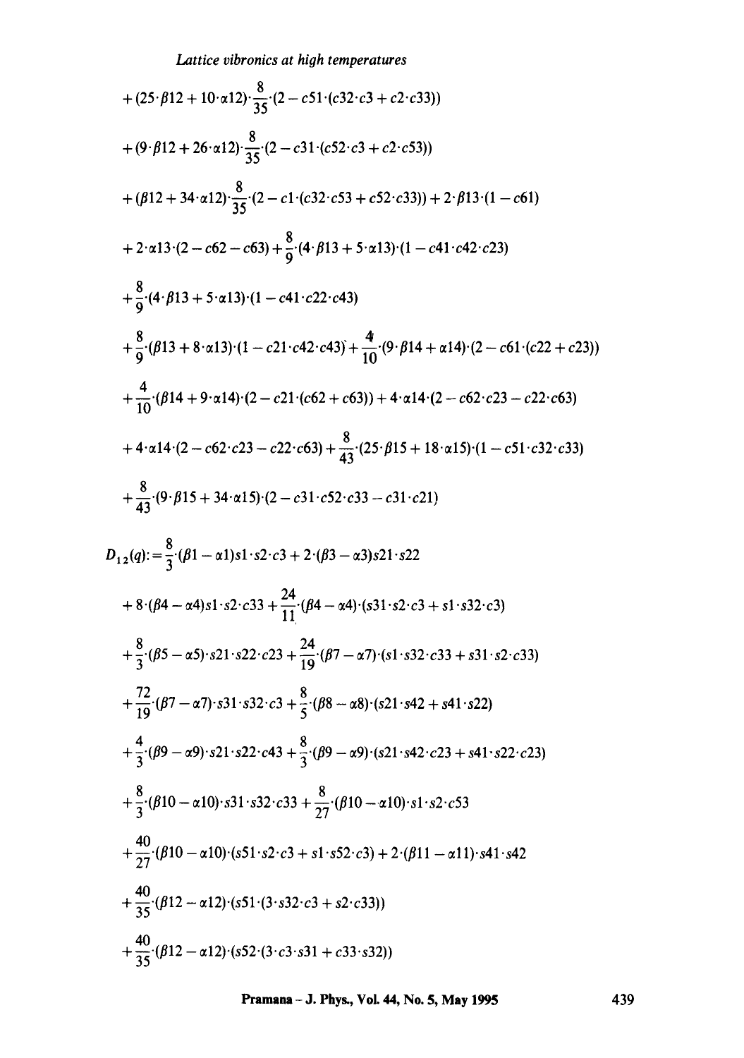$$+ (25\cdot\beta 12 + 10\cdot\alpha 12)\cdot\frac{8}{35}\cdot(2 - c51\cdot(c32\cdot c3 + c2\cdot c33))$$

$$+ (9\cdot\beta 12 + 26\cdot\alpha 12)\cdot\frac{8}{35}\cdot(2 - c31\cdot(c52\cdot c3 + c2\cdot c53))$$

$$+ (\beta 12 + 34\cdot\alpha 12)\cdot\frac{8}{35}\cdot(2 - c1\cdot(c32\cdot c53 + c52\cdot c33)) + 2\cdot\beta 13\cdot(1 - c61)$$

$$+ 2\cdot\alpha 13\cdot(2 - c62 - c63) + \frac{8}{9}\cdot(4\cdot\beta 13 + 5\cdot\alpha 13)\cdot(1 - c41\cdot c42\cdot c23)$$

$$+ \frac{8}{9}\cdot(4\cdot\beta 13 + 5\cdot\alpha 13)\cdot(1 - c41\cdot c22\cdot c43)$$

$$+ \frac{8}{9}\cdot(\beta 13 + 8\cdot\alpha 13)\cdot(1 - c21\cdot c42\cdot c43) + \frac{4}{10}\cdot(9\cdot\beta 14 + \alpha 14)\cdot(2 - c61\cdot(c22 + c23))$$

$$+ \frac{4}{10}\cdot(\beta 14 + 9\cdot\alpha 14)\cdot(2 - c21\cdot(c62 + c63)) + 4\cdot\alpha 14\cdot(2 - c62\cdot c23 - c22\cdot c63)$$

$$+ 4\cdot\alpha 14\cdot(2 - c62\cdot c23 - c22\cdot c63) + \frac{8}{43}\cdot(25\cdot\beta 15 + 18\cdot\alpha 15)\cdot(1 - c51\cdot c32\cdot c33)$$

$$+ \frac{8}{43}\cdot(9\cdot\beta 15 + 34\cdot\alpha 15)\cdot(2 - c31\cdot c52\cdot c33 - c31\cdot c21)$$

$$D_{12}(q) := \frac{8}{3}\cdot(\beta 1 - \alpha 1)s1\cdot s2\cdot c3 + 2\cdot(\beta 3 - \alpha 3)s21\cdot s22$$

$$+ 8\cdot(\beta 4 - \alpha 4)s1\cdot s2\cdot c33 + \frac{24}{11}\cdot(\beta 4 - \alpha 4)\cdot(s31\cdot s2\cdot c3 + s1\cdot s32\cdot c3)$$

$$+ \frac{8}{3}\cdot(\beta 5 - \alpha 5)\cdot s21\cdot s22\cdot c23 + \frac{24}{19}\cdot(\beta 7 - \alpha 7)\cdot(s1\cdot s32\cdot c33 + s31\cdot s2\cdot c33)$$

$$+ \frac{72}{19}\cdot(\beta 7 - \alpha 7)\cdot s31\cdot s32\cdot c3 + \frac{8}{5}\cdot(\beta 8 - \alpha 8)\cdot(s21\cdot s42 + s41\cdot s22)$$

$$+ \frac{4}{3}\cdot(\beta 9 - \alpha 9)\cdot s21\cdot s22\cdot c43 + \frac{8}{3}\cdot(\beta 9 - \alpha 9)\cdot(s21\cdot s42\cdot c23 + s41\cdot s22\cdot c23)$$

$$+ \frac{8}{3}\cdot(\beta 10 - \alpha 10)\cdot s31\cdot s32\cdot c33 + \frac{8}{27}\cdot(\beta 10 - \alpha 10)\cdot s1\cdot s2\cdot c53$$

$$+ \frac{40}{27}\cdot(\beta 10 - \alpha 10)\cdot(s51\cdot s2\cdot c3 + s1\cdot s52\cdot c3) + 2\cdot(\beta 11 - \alpha 11)\cdot s41\cdot s42$$

$$+ \frac{40}{35}\cdot(\beta 12 - \alpha 12)\cdot(s51\cdot(3\cdot s32\cdot c3 + s2\cdot c33))$$

$$+ \frac{40}{35}\cdot(\beta 12 - \alpha 12)\cdot(s52\cdot(3\cdot c3\cdot s31 + c33\cdot s32))$$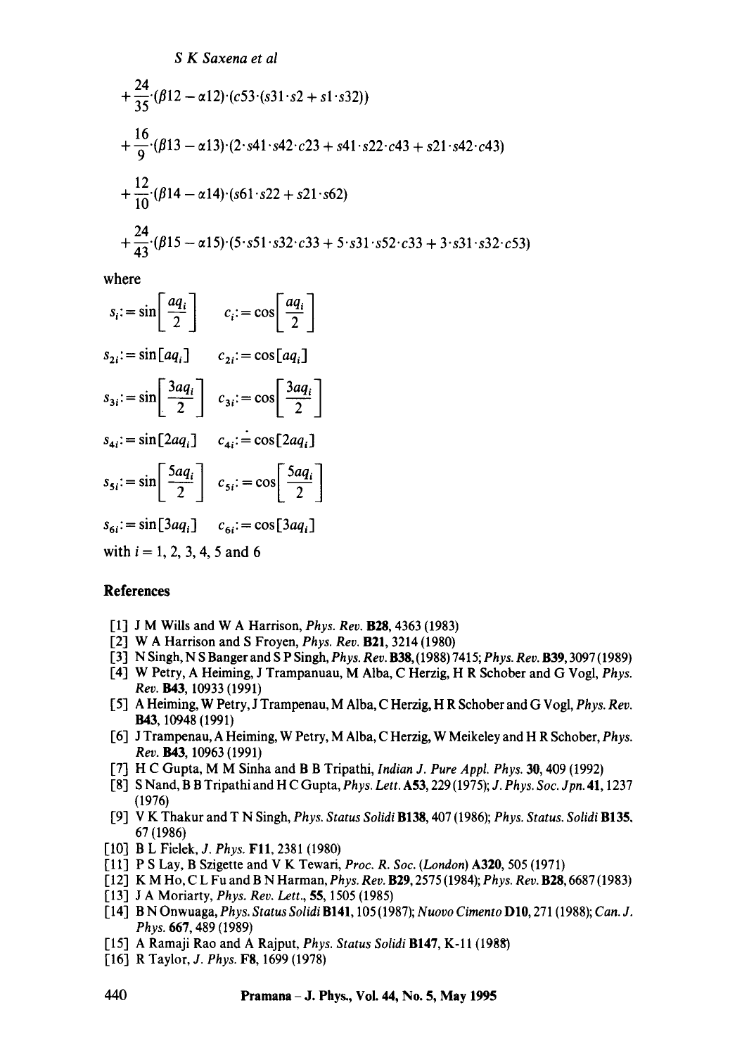$$+\frac{24}{35}\cdot(\beta 12-\alpha 12)\cdot(c53\cdot(s31\cdot s2+s1\cdot s32))$$

$$+\frac{16}{9}\cdot(\beta 13-\alpha 13)\cdot(2\cdot s41\cdot s42\cdot c23+s41\cdot s22\cdot c43+s21\cdot s42\cdot c43)$$

$$+\frac{12}{10}\cdot(\beta 14-\alpha 14)\cdot(s61\cdot s22+s21\cdot s62)$$

$$+\frac{24}{43}\cdot(\beta 15-\alpha 15)\cdot(5\cdot s51\cdot s32\cdot c33+5\cdot s31\cdot s52\cdot c33+3\cdot s31\cdot s32\cdot c53)$$

where

$$s_i := \sin\left[\frac{aq_i}{2}\right] \qquad c_i := \cos\left[\frac{aq_i}{2}\right]$$

$$s_{2i} := \sin[aq_i] \qquad c_{2i} := \cos[aq_i]$$

$$s_{3i} := \sin\left[\frac{3aq_i}{2}\right] \qquad c_{3i} := \cos\left[\frac{3aq_i}{2}\right]$$

$$s_{4i} := \sin[2aq_i] \qquad c_{4i} := \cos[2aq_i]$$

$$s_{5i} := \sin\left[\frac{5aq_i}{2}\right] \qquad c_{5i} := \cos\left[\frac{5aq_i}{2}\right]$$

$$s_{6i} := \sin[3aq_i] \qquad c_{6i} := \cos[3aq_i]$$

with $i = 1, 2, 3, 4, 5$ and $6$

## References

[1] J M Wills and W A Harrison, *Phys. Rev.* **B28**, 4363 (1983)

[2] W A Harrison and S Froyen, *Phys. Rev.* **B21**, 3214 (1980)

[3] N Singh, N S Banger and S P Singh, *Phys. Rev.* **B38**, (1988) 7415; *Phys. Rev.* **B39**, 3097 (1989)

[4] W Petry, A Heiming, J Trampanuau, M Alba, C Herzig, H R Schober and G Vogl, *Phys. Rev.* **B43**, 10933 (1991)

[5] A Heiming, W Petry, J Trampenau, M Alba, C Herzig, H R Schober and G Vogl, *Phys. Rev.* **B43**, 10948 (1991)

[6] J Trampenau, A Heiming, W Petry, M Alba, C Herzig, W Meikeley and H R Schober, *Phys. Rev.* **B43**, 10963 (1991)

[7] H C Gupta, M M Sinha and B B Tripathi, *Indian J. Pure Appl. Phys.* **30**, 409 (1992)

[8] S Nand, B B Tripathi and H C Gupta, *Phys. Lett.* **A53**, 229 (1975); *J. Phys. Soc. Jpn.* **41**, 1237 (1976)

[9] V K Thakur and T N Singh, *Phys. Status Solidi* **B138**, 407 (1986); *Phys. Status. Solidi* **B135**, 67 (1986)

[10] B L Fielek, *J. Phys.* **F11**, 2381 (1980)

[11] P S Lay, B Szigette and V K Tewari, *Proc. R. Soc. (London)* **A320**, 505 (1971)

[12] K M Ho, C L Fu and B N Harman, *Phys. Rev.* **B29**, 2575 (1984); *Phys. Rev.* **B28**, 6687 (1983)

[13] J A Moriarty, *Phys. Rev. Lett.*, **55**, 1505 (1985)

[14] B N Onwuaga, *Phys. Status Solidi* **B141**, 105 (1987); *Nuovo Cimento* **D10**, 271 (1988); *Can. J. Phys.* **667**, 489 (1989)

[15] A Ramaji Rao and A Rajput, *Phys. Status Solidi* **B147**, K-11 (1988)

[16] R Taylor, *J. Phys.* **F8**, 1699 (1978)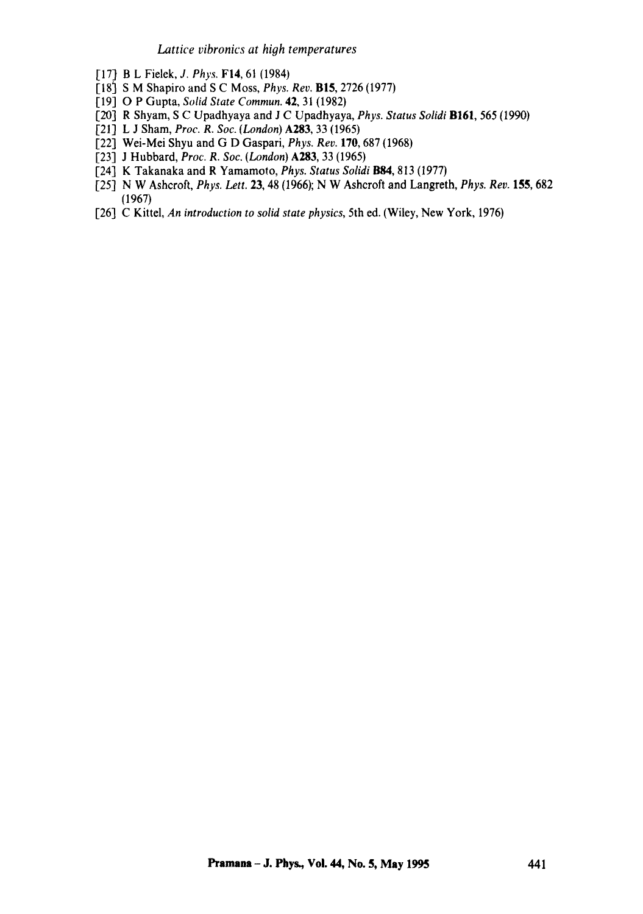[17] B L Fielek, *J. Phys.* **F14**, 61 (1984)

[18] S M Shapiro and S C Moss, *Phys. Rev.* **B15**, 2726 (1977)

[19] O P Gupta, *Solid State Commun.* **42**, 31 (1982)

[20] R Shyam, S C Upadhyaya and J C Upadhyaya, *Phys. Status Solidi* **B161**, 565 (1990)

[21] L J Sham, *Proc. R. Soc. (London)* **A283**, 33 (1965)

[22] Wei-Mei Shyu and G D Gaspari, *Phys. Rev.* **170**, 687 (1968)

[23] J Hubbard, *Proc. R. Soc. (London)* **A283**, 33 (1965)

[24] K Takanaka and R Yamamoto, *Phys. Status Solidi* **B84**, 813 (1977)

[25] N W Ashcroft, *Phys. Lett.* **23**, 48 (1966); N W Ashcroft and Langreth, *Phys. Rev.* **155**, 682 (1967)

[26] C Kittel, *An introduction to solid state physics*, 5th ed. (Wiley, New York, 1976)